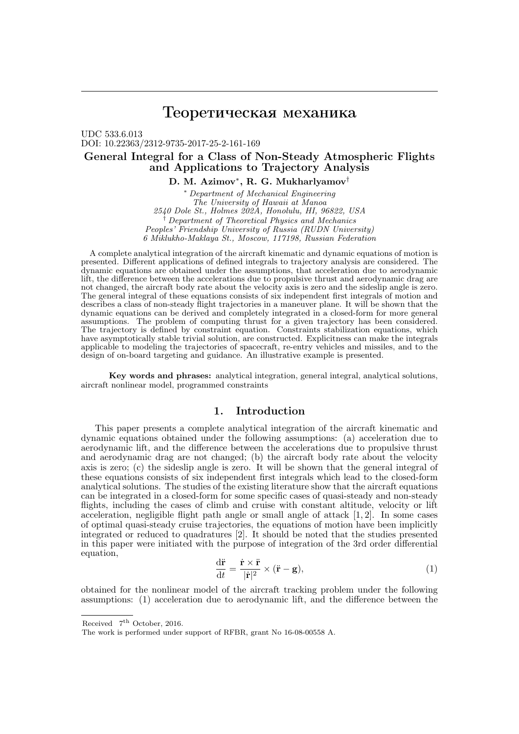# Теоретическая механика

UDC 533.6.013
DOI: 10.22363/2312-9735-2017-25-2-161-169

## General Integral for a Class of Non-Steady Atmospheric Flights and Applications to Trajectory Analysis

**D. M. Azimov**[*], **R. G. Mukharlyamov**[†]

[*] *Department of Mechanical Engineering*
*The University of Hawaii at Manoa*
*2540 Dole St., Holmes 202A, Honolulu, HI, 96822, USA*
[†] *Department of Theoretical Physics and Mechanics*
*Peoples' Friendship University of Russia (RUDN University)*
*6 Miklukho-Maklaya St., Moscow, 117198, Russian Federation*

A complete analytical integration of the aircraft kinematic and dynamic equations of motion is presented. Different applications of defined integrals to trajectory analysis are considered. The dynamic equations are obtained under the assumptions, that acceleration due to aerodynamic lift, the difference between the accelerations due to propulsive thrust and aerodynamic drag are not changed, the aircraft body rate about the velocity axis is zero and the sideslip angle is zero. The general integral of these equations consists of six independent first integrals of motion and describes a class of non-steady flight trajectories in a maneuver plane. It will be shown that the dynamic equations can be derived and completely integrated in a closed-form for more general assumptions. The problem of computing thrust for a given trajectory has been considered. The trajectory is defined by constraint equation. Constraints stabilization equations, which have asymptotically stable trivial solution, are constructed. Explicitness can make the integrals applicable to modeling the trajectories of spacecraft, re-entry vehicles and missiles, and to the design of on-board targeting and guidance. An illustrative example is presented.

**Key words and phrases:** analytical integration, general integral, analytical solutions, aircraft nonlinear model, programmed constraints

## 1. Introduction

This paper presents a complete analytical integration of the aircraft kinematic and dynamic equations obtained under the following assumptions: (a) acceleration due to aerodynamic lift, and the difference between the accelerations due to propulsive thrust and aerodynamic drag are not changed; (b) the aircraft body rate about the velocity axis is zero; (c) the sideslip angle is zero. It will be shown that the general integral of these equations consists of six independent first integrals which lead to the closed-form analytical solutions. The studies of the existing literature show that the aircraft equations can be integrated in a closed-form for some specific cases of quasi-steady and non-steady flights, including the cases of climb and cruise with constant altitude, velocity or lift acceleration, negligible flight path angle or small angle of attack [1, 2]. In some cases of optimal quasi-steady cruise trajectories, the equations of motion have been implicitly integrated or reduced to quadratures [2]. It should be noted that the studies presented in this paper were initiated with the purpose of integration of the 3rd order differential equation,

$$\frac{\mathrm{d}\ddot{\mathbf{r}}}{\mathrm{d}t} = \frac{\dot{\mathbf{r}} \times \ddot{\mathbf{r}}}{|\dot{\mathbf{r}}|^2} \times (\ddot{\mathbf{r}} - \mathbf{g}), \tag{1}$$

obtained for the nonlinear model of the aircraft tracking problem under the following assumptions: (1) acceleration due to aerodynamic lift, and the difference between the

Received 7th October, 2016.

The work is performed under support of RFBR, grant No 16-08-00558 A.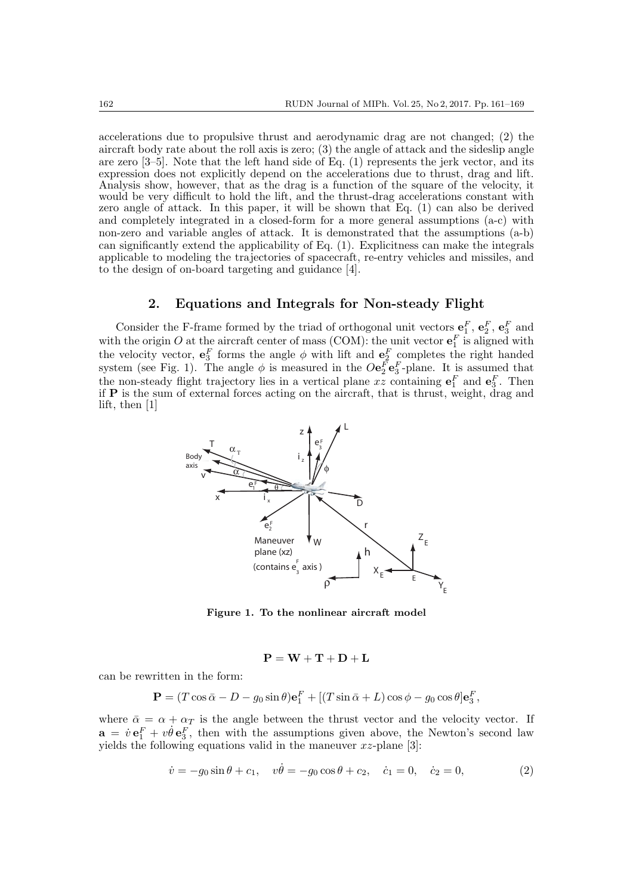accelerations due to propulsive thrust and aerodynamic drag are not changed; (2) the aircraft body rate about the roll axis is zero; (3) the angle of attack and the sideslip angle are zero [3–5]. Note that the left hand side of Eq. (1) represents the jerk vector, and its expression does not explicitly depend on the accelerations due to thrust, drag and lift. Analysis show, however, that as the drag is a function of the square of the velocity, it would be very difficult to hold the lift, and the thrust-drag accelerations constant with zero angle of attack. In this paper, it will be shown that Eq. (1) can also be derived and completely integrated in a closed-form for a more general assumptions (a-c) with non-zero and variable angles of attack. It is demonstrated that the assumptions (a-b) can significantly extend the applicability of Eq. (1). Explicitness can make the integrals applicable to modeling the trajectories of spacecraft, re-entry vehicles and missiles, and to the design of on-board targeting and guidance [4].

## 2. Equations and Integrals for Non-steady Flight

Consider the F-frame formed by the triad of orthogonal unit vectors $\mathbf{e}_1^F$, $\mathbf{e}_2^F$, $\mathbf{e}_3^F$ and with the origin $O$ at the aircraft center of mass (COM): the unit vector $\mathbf{e}_1^F$ is aligned with the velocity vector, $\mathbf{e}_3^F$ forms the angle $\phi$ with lift and $\mathbf{e}_2^F$ completes the right handed system (see Fig. 1). The angle $\phi$ is measured in the $O\mathbf{e}_2^F\mathbf{e}_3^F$-plane. It is assumed that the non-steady flight trajectory lies in a vertical plane $xz$ containing $\mathbf{e}_1^F$ and $\mathbf{e}_3^F$. Then if $\mathbf{P}$ is the sum of external forces acting on the aircraft, that is thrust, weight, drag and lift, then [1]

**Figure 1. To the nonlinear aircraft model**

$$\mathbf{P} = \mathbf{W} + \mathbf{T} + \mathbf{D} + \mathbf{L}$$

can be rewritten in the form:

$$\mathbf{P} = (T\cos\bar{\alpha} - D - g_0\sin\theta)\mathbf{e}_1^F + [(T\sin\bar{\alpha} + L)\cos\phi - g_0\cos\theta]\mathbf{e}_3^F,$$

where $\bar{\alpha} = \alpha + \alpha_T$ is the angle between the thrust vector and the velocity vector. If $\mathbf{a} = \dot{v}\,\mathbf{e}_1^F + v\dot{\theta}\,\mathbf{e}_3^F$, then with the assumptions given above, the Newton's second law yields the following equations valid in the maneuver $xz$-plane [3]:

$$\dot{v} = -g_0\sin\theta + c_1, \quad v\dot{\theta} = -g_0\cos\theta + c_2, \quad \dot{c}_1 = 0, \quad \dot{c}_2 = 0, \tag{2}$$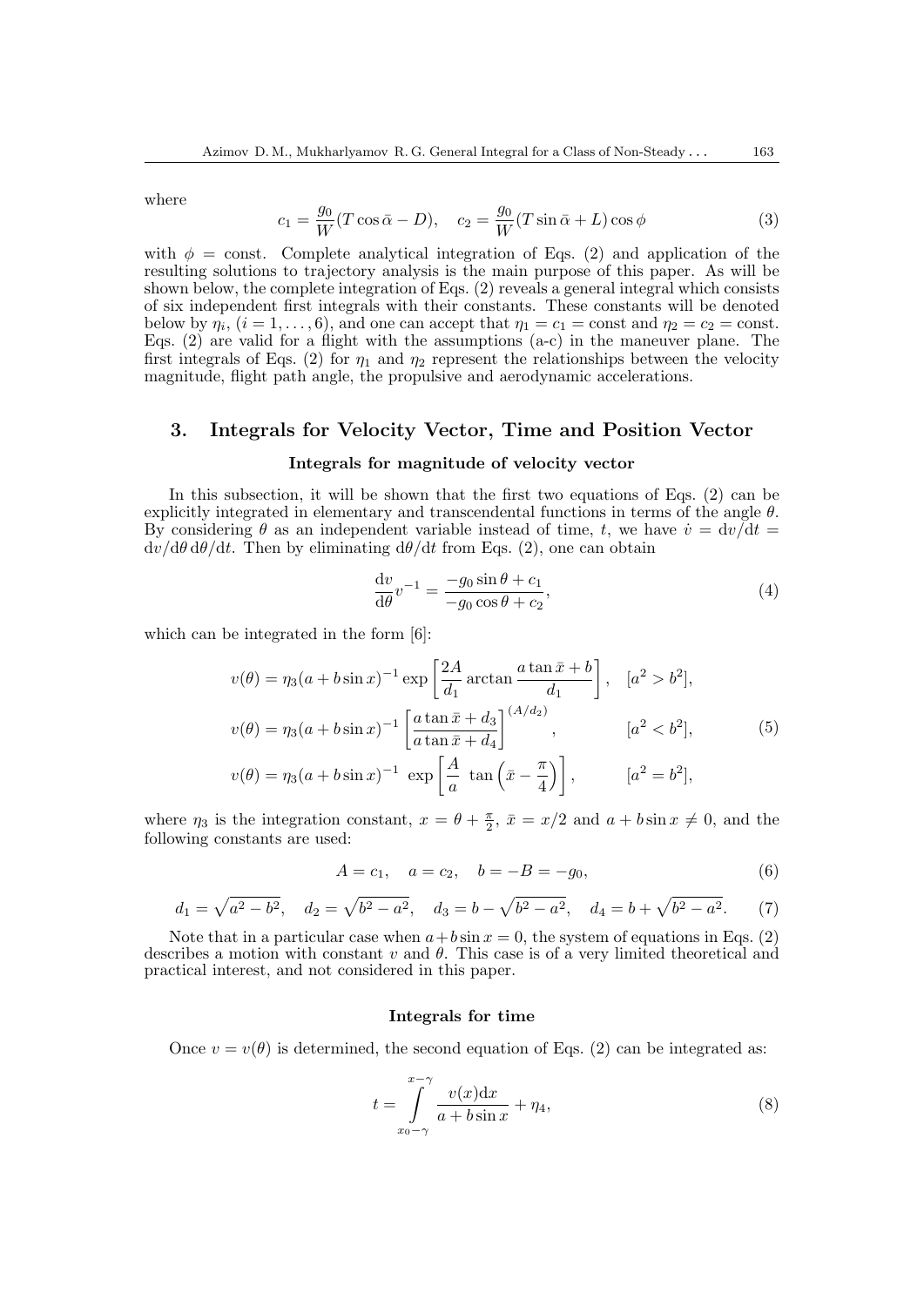where

$$c_1 = \frac{g_0}{W}(T\cos\bar{\alpha} - D), \quad c_2 = \frac{g_0}{W}(T\sin\bar{\alpha} + L)\cos\phi \tag{3}$$

with $\phi$ = const. Complete analytical integration of Eqs. (2) and application of the resulting solutions to trajectory analysis is the main purpose of this paper. As will be shown below, the complete integration of Eqs. (2) reveals a general integral which consists of six independent first integrals with their constants. These constants will be denoted below by $\eta_i$, $(i = 1, \ldots, 6)$, and one can accept that $\eta_1 = c_1$ = const and $\eta_2 = c_2$ = const. Eqs. (2) are valid for a flight with the assumptions (a-c) in the maneuver plane. The first integrals of Eqs. (2) for $\eta_1$ and $\eta_2$ represent the relationships between the velocity magnitude, flight path angle, the propulsive and aerodynamic accelerations.

## 3. Integrals for Velocity Vector, Time and Position Vector

### Integrals for magnitude of velocity vector

In this subsection, it will be shown that the first two equations of Eqs. (2) can be explicitly integrated in elementary and transcendental functions in terms of the angle $\theta$. By considering $\theta$ as an independent variable instead of time, $t$, we have $\dot{v} = \mathrm{d}v/\mathrm{d}t = \mathrm{d}v/\mathrm{d}\theta\,\mathrm{d}\theta/\mathrm{d}t$. Then by eliminating $\mathrm{d}\theta/\mathrm{d}t$ from Eqs. (2), one can obtain

$$\frac{\mathrm{d}v}{\mathrm{d}\theta}v^{-1} = \frac{-g_0\sin\theta + c_1}{-g_0\cos\theta + c_2}, \tag{4}$$

which can be integrated in the form [6]:

$$\begin{aligned}
v(\theta) &= \eta_3(a + b\sin x)^{-1}\exp\left[\frac{2A}{d_1}\arctan\frac{a\tan\bar{x} + b}{d_1}\right], \quad [a^2 > b^2], \\
v(\theta) &= \eta_3(a + b\sin x)^{-1}\left[\frac{a\tan\bar{x} + d_3}{a\tan\bar{x} + d_4}\right]^{(A/d_2)}, \qquad [a^2 < b^2], \\
v(\theta) &= \eta_3(a + b\sin x)^{-1}\ \exp\left[\frac{A}{a}\ \tan\left(\bar{x} - \frac{\pi}{4}\right)\right], \qquad [a^2 = b^2],
\end{aligned} \tag{5}$$

where $\eta_3$ is the integration constant, $x = \theta + \frac{\pi}{2}$, $\bar{x} = x/2$ and $a + b\sin x \neq 0$, and the following constants are used:

$$A = c_1, \quad a = c_2, \quad b = -B = -g_0, \tag{6}$$

$$d_1 = \sqrt{a^2 - b^2}, \quad d_2 = \sqrt{b^2 - a^2}, \quad d_3 = b - \sqrt{b^2 - a^2}, \quad d_4 = b + \sqrt{b^2 - a^2}. \tag{7}$$

Note that in a particular case when $a + b\sin x = 0$, the system of equations in Eqs. (2) describes a motion with constant $v$ and $\theta$. This case is of a very limited theoretical and practical interest, and not considered in this paper.

### Integrals for time

Once $v = v(\theta)$ is determined, the second equation of Eqs. (2) can be integrated as:

$$t = \int\limits_{x_0-\gamma}^{x-\gamma} \frac{v(x)\mathrm{d}x}{a + b\sin x} + \eta_4, \tag{8}$$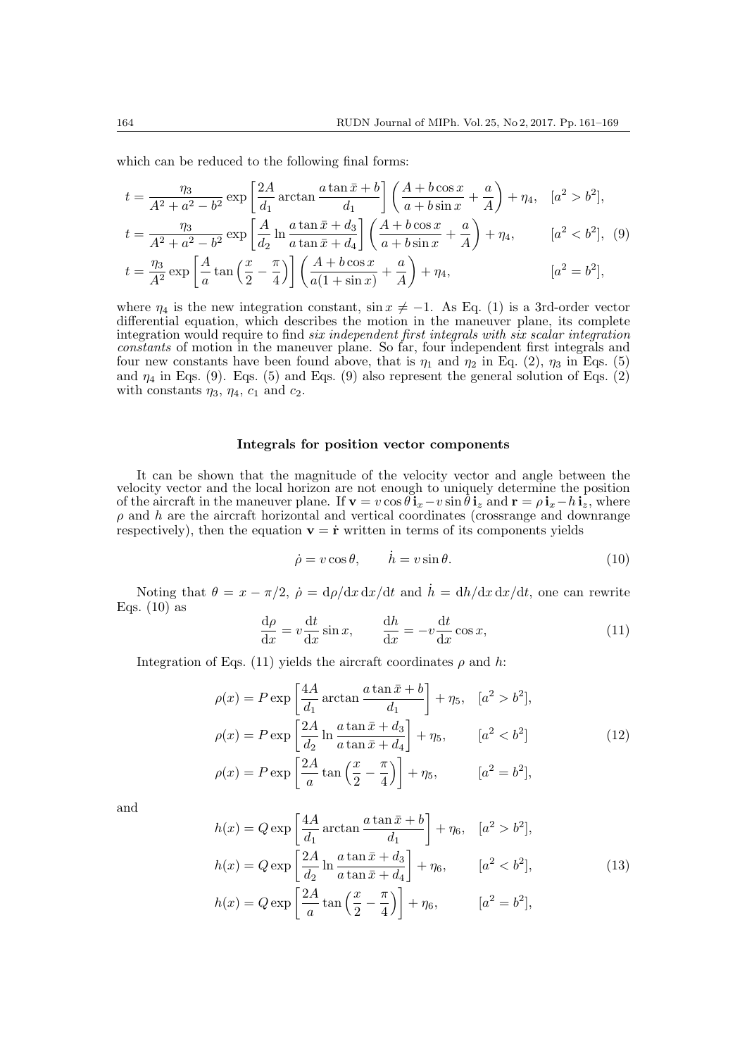which can be reduced to the following final forms:

$$
\begin{aligned}
t &= \frac{\eta_3}{A^2+a^2-b^2}\exp\left[\frac{2A}{d_1}\arctan\frac{a\tan\bar{x}+b}{d_1}\right]\left(\frac{A+b\cos x}{a+b\sin x}+\frac{a}{A}\right)+\eta_4, \quad [a^2>b^2],\\
t &= \frac{\eta_3}{A^2+a^2-b^2}\exp\left[\frac{A}{d_2}\ln\frac{a\tan\bar{x}+d_3}{a\tan\bar{x}+d_4}\right]\left(\frac{A+b\cos x}{a+b\sin x}+\frac{a}{A}\right)+\eta_4, \quad [a^2<b^2], \quad (9)\\
t &= \frac{\eta_3}{A^2}\exp\left[\frac{A}{a}\tan\left(\frac{x}{2}-\frac{\pi}{4}\right)\right]\left(\frac{A+b\cos x}{a(1+\sin x)}+\frac{a}{A}\right)+\eta_4, \quad [a^2=b^2],
\end{aligned}
$$

where $\eta_4$ is the new integration constant, $\sin x \neq -1$. As Eq. (1) is a 3rd-order vector differential equation, which describes the motion in the maneuver plane, its complete integration would require to find *six independent first integrals with six scalar integration constants* of motion in the maneuver plane. So far, four independent first integrals and four new constants have been found above, that is $\eta_1$ and $\eta_2$ in Eq. (2), $\eta_3$ in Eqs. (5) and $\eta_4$ in Eqs. (9). Eqs. (5) and Eqs. (9) also represent the general solution of Eqs. (2) with constants $\eta_3$, $\eta_4$, $c_1$ and $c_2$.

## Integrals for position vector components

It can be shown that the magnitude of the velocity vector and angle between the velocity vector and the local horizon are not enough to uniquely determine the position of the aircraft in the maneuver plane. If $\mathbf{v} = v\cos\theta\,\mathbf{i}_x - v\sin\theta\,\mathbf{i}_z$ and $\mathbf{r} = \rho\,\mathbf{i}_x - h\,\mathbf{i}_z$, where $\rho$ and $h$ are the aircraft horizontal and vertical coordinates (crossrange and downrange respectively), then the equation $\mathbf{v} = \dot{\mathbf{r}}$ written in terms of its components yields

$$
\dot{\rho} = v\cos\theta, \qquad \dot{h} = v\sin\theta. \tag{10}
$$

Noting that $\theta = x - \pi/2$, $\dot{\rho} = \mathrm{d}\rho/\mathrm{d}x\,\mathrm{d}x/\mathrm{d}t$ and $\dot{h} = \mathrm{d}h/\mathrm{d}x\,\mathrm{d}x/\mathrm{d}t$, one can rewrite Eqs. (10) as

$$
\frac{\mathrm{d}\rho}{\mathrm{d}x} = v\frac{\mathrm{d}t}{\mathrm{d}x}\sin x, \qquad \frac{\mathrm{d}h}{\mathrm{d}x} = -v\frac{\mathrm{d}t}{\mathrm{d}x}\cos x, \tag{11}
$$

Integration of Eqs. (11) yields the aircraft coordinates $\rho$ and $h$:

$$
\begin{aligned}
\rho(x) &= P\exp\left[\frac{4A}{d_1}\arctan\frac{a\tan\bar{x}+b}{d_1}\right]+\eta_5, \quad [a^2>b^2],\\
\rho(x) &= P\exp\left[\frac{2A}{d_2}\ln\frac{a\tan\bar{x}+d_3}{a\tan\bar{x}+d_4}\right]+\eta_5, \quad [a^2<b^2]\\
\rho(x) &= P\exp\left[\frac{2A}{a}\tan\left(\frac{x}{2}-\frac{\pi}{4}\right)\right]+\eta_5, \quad [a^2=b^2],
\end{aligned} \tag{12}
$$

and

$$
\begin{aligned}
h(x) &= Q\exp\left[\frac{4A}{d_1}\arctan\frac{a\tan\bar{x}+b}{d_1}\right]+\eta_6, \quad [a^2>b^2],\\
h(x) &= Q\exp\left[\frac{2A}{d_2}\ln\frac{a\tan\bar{x}+d_3}{a\tan\bar{x}+d_4}\right]+\eta_6, \quad [a^2<b^2],\\
h(x) &= Q\exp\left[\frac{2A}{a}\tan\left(\frac{x}{2}-\frac{\pi}{4}\right)\right]+\eta_6, \quad [a^2=b^2],
\end{aligned} \tag{13}
$$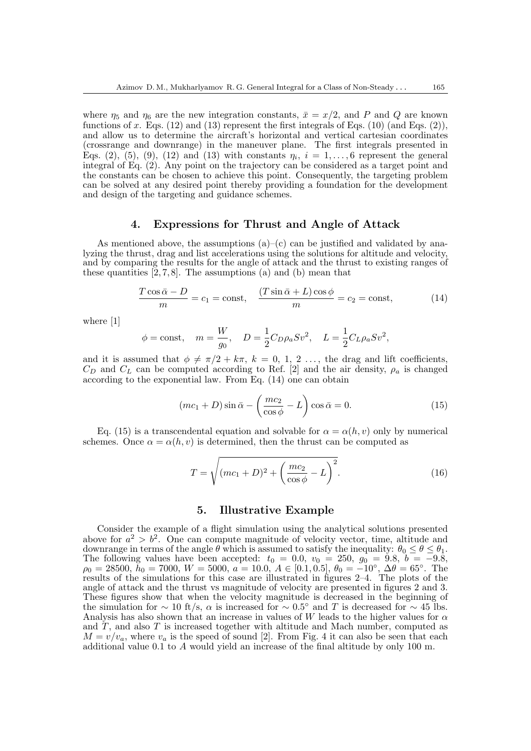where $\eta_5$ and $\eta_6$ are the new integration constants, $\bar{x} = x/2$, and $P$ and $Q$ are known functions of $x$. Eqs. (12) and (13) represent the first integrals of Eqs. (10) (and Eqs. (2)), and allow us to determine the aircraft's horizontal and vertical cartesian coordinates (crossrange and downrange) in the maneuver plane. The first integrals presented in Eqs. (2), (5), (9), (12) and (13) with constants $\eta_i$, $i = 1, \ldots, 6$ represent the general integral of Eq. (2). Any point on the trajectory can be considered as a target point and the constants can be chosen to achieve this point. Consequently, the targeting problem can be solved at any desired point thereby providing a foundation for the development and design of the targeting and guidance schemes.

## 4. Expressions for Thrust and Angle of Attack

As mentioned above, the assumptions (a)–(c) can be justified and validated by analyzing the thrust, drag and list accelerations using the solutions for altitude and velocity, and by comparing the results for the angle of attack and the thrust to existing ranges of these quantities [2,7,8]. The assumptions (a) and (b) mean that

$$\frac{T\cos\bar{\alpha} - D}{m} = c_1 = \text{const}, \quad \frac{(T\sin\bar{\alpha} + L)\cos\phi}{m} = c_2 = \text{const}, \tag{14}$$

where [1]

$$\phi = \text{const}, \quad m = \frac{W}{g_0}, \quad D = \frac{1}{2}C_D\rho_a S v^2, \quad L = \frac{1}{2}C_L\rho_a S v^2,$$

and it is assumed that $\phi \neq \pi/2 + k\pi$, $k = 0,\, 1,\, 2\, \ldots$, the drag and lift coefficients, $C_D$ and $C_L$ can be computed according to Ref. [2] and the air density, $\rho_a$ is changed according to the exponential law. From Eq. (14) one can obtain

$$(mc_1 + D)\sin\bar{\alpha} - \left(\frac{mc_2}{\cos\phi} - L\right)\cos\bar{\alpha} = 0. \tag{15}$$

Eq. (15) is a transcendental equation and solvable for $\alpha = \alpha(h, v)$ only by numerical schemes. Once $\alpha = \alpha(h, v)$ is determined, then the thrust can be computed as

$$T = \sqrt{(mc_1 + D)^2 + \left(\frac{mc_2}{\cos\phi} - L\right)^2}. \tag{16}$$

## 5. Illustrative Example

Consider the example of a flight simulation using the analytical solutions presented above for $a^2 > b^2$. One can compute magnitude of velocity vector, time, altitude and downrange in terms of the angle $\theta$ which is assumed to satisfy the inequality: $\theta_0 \leq \theta \leq \theta_1$. The following values have been accepted: $t_0 = 0.0$, $v_0 = 250$, $g_0 = 9.8$, $b = -9.8$, $\rho_0 = 28500$, $h_0 = 7000$, $W = 5000$, $a = 10.0$, $A \in [0.1, 0.5]$, $\theta_0 = -10^\circ$, $\Delta\theta = 65^\circ$. The results of the simulations for this case are illustrated in figures 2–4. The plots of the angle of attack and the thrust vs magnitude of velocity are presented in figures 2 and 3. These figures show that when the velocity magnitude is decreased in the beginning of the simulation for $\sim 10$ ft/s, $\alpha$ is increased for $\sim 0.5^\circ$ and $T$ is decreased for $\sim 45$ lbs. Analysis has also shown that an increase in values of $W$ leads to the higher values for $\alpha$ and $T$, and also $T$ is increased together with altitude and Mach number, computed as $M = v/v_a$, where $v_a$ is the speed of sound [2]. From Fig. 4 it can also be seen that each additional value 0.1 to $A$ would yield an increase of the final altitude by only 100 m.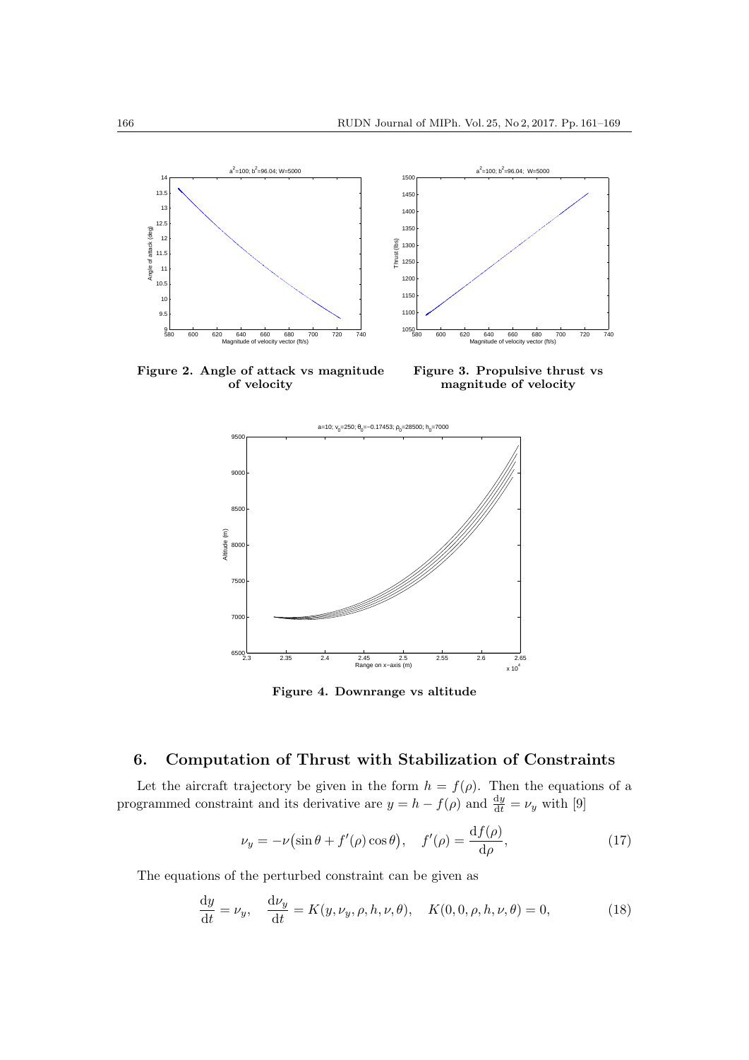**Figure 2. Angle of attack vs magnitude of velocity**

**Figure 3. Propulsive thrust vs magnitude of velocity**

**Figure 4. Downrange vs altitude**

## 6. Computation of Thrust with Stabilization of Constraints

Let the aircraft trajectory be given in the form $h = f(\rho)$. Then the equations of a programmed constraint and its derivative are $y = h - f(\rho)$ and $\frac{\mathrm{d}y}{\mathrm{d}t} = \nu_y$ with [9]

$$\nu_y = -\nu\big(\sin\theta + f'(\rho)\cos\theta\big), \quad f'(\rho) = \frac{\mathrm{d}f(\rho)}{\mathrm{d}\rho}, \tag{17}$$

The equations of the perturbed constraint can be given as

$$\frac{\mathrm{d}y}{\mathrm{d}t} = \nu_y, \quad \frac{\mathrm{d}\nu_y}{\mathrm{d}t} = K(y, \nu_y, \rho, h, \nu, \theta), \quad K(0, 0, \rho, h, \nu, \theta) = 0, \tag{18}$$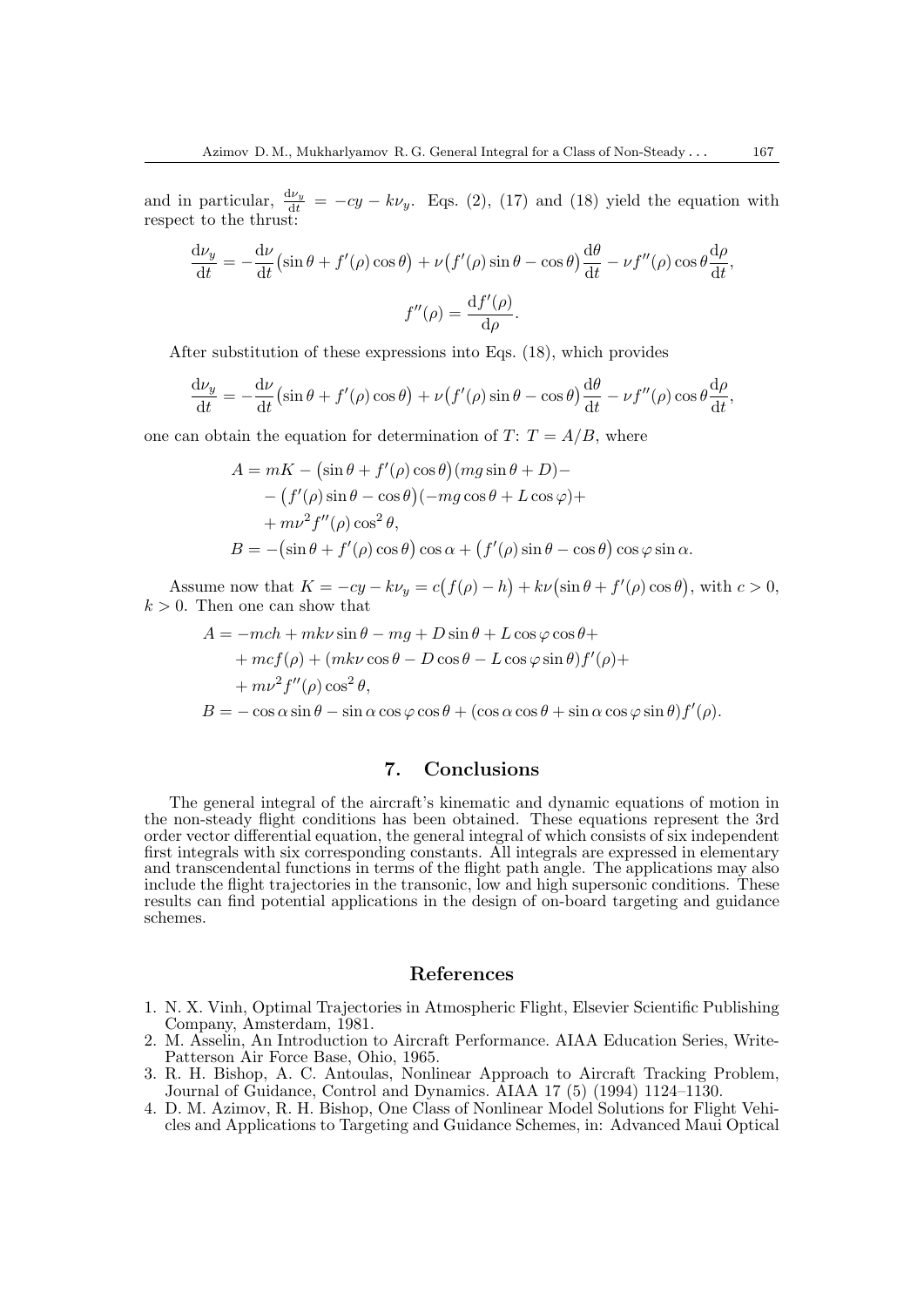and in particular, $\frac{d\nu_y}{dt} = -cy - k\nu_y$. Eqs. (2), (17) and (18) yield the equation with respect to the thrust:

$$\frac{d\nu_y}{dt} = -\frac{d\nu}{dt}\big(\sin\theta + f'(\rho)\cos\theta\big) + \nu\big(f'(\rho)\sin\theta - \cos\theta\big)\frac{d\theta}{dt} - \nu f''(\rho)\cos\theta\frac{d\rho}{dt},$$

$$f''(\rho) = \frac{df'(\rho)}{d\rho}.$$

After substitution of these expressions into Eqs. (18), which provides

$$\frac{d\nu_y}{dt} = -\frac{d\nu}{dt}\big(\sin\theta + f'(\rho)\cos\theta\big) + \nu\big(f'(\rho)\sin\theta - \cos\theta\big)\frac{d\theta}{dt} - \nu f''(\rho)\cos\theta\frac{d\rho}{dt},$$

one can obtain the equation for determination of $T$: $T = A/B$, where

$$\begin{aligned}
A &= mK - \big(\sin\theta + f'(\rho)\cos\theta\big)(mg\sin\theta + D) - \\
&\quad - \big(f'(\rho)\sin\theta - \cos\theta\big)(-mg\cos\theta + L\cos\varphi) + \\
&\quad + m\nu^2 f''(\rho)\cos^2\theta, \\
B &= -\big(\sin\theta + f'(\rho)\cos\theta\big)\cos\alpha + \big(f'(\rho)\sin\theta - \cos\theta\big)\cos\varphi\sin\alpha.
\end{aligned}$$

Assume now that $K = -cy - k\nu_y = c\big(f(\rho) - h\big) + k\nu\big(\sin\theta + f'(\rho)\cos\theta\big)$, with $c > 0$, $k > 0$. Then one can show that

$$\begin{aligned}
A &= -mch + mk\nu\sin\theta - mg + D\sin\theta + L\cos\varphi\cos\theta + \\
&\quad + mcf(\rho) + (mk\nu\cos\theta - D\cos\theta - L\cos\varphi\sin\theta)f'(\rho) + \\
&\quad + m\nu^2 f''(\rho)\cos^2\theta, \\
B &= -\cos\alpha\sin\theta - \sin\alpha\cos\varphi\cos\theta + (\cos\alpha\cos\theta + \sin\alpha\cos\varphi\sin\theta)f'(\rho).
\end{aligned}$$

## 7. Conclusions

The general integral of the aircraft's kinematic and dynamic equations of motion in the non-steady flight conditions has been obtained. These equations represent the 3rd order vector differential equation, the general integral of which consists of six independent first integrals with six corresponding constants. All integrals are expressed in elementary and transcendental functions in terms of the flight path angle. The applications may also include the flight trajectories in the transonic, low and high supersonic conditions. These results can find potential applications in the design of on-board targeting and guidance schemes.

## References

1. N. X. Vinh, Optimal Trajectories in Atmospheric Flight, Elsevier Scientific Publishing Company, Amsterdam, 1981.
2. M. Asselin, An Introduction to Aircraft Performance. AIAA Education Series, Write-Patterson Air Force Base, Ohio, 1965.
3. R. H. Bishop, A. C. Antoulas, Nonlinear Approach to Aircraft Tracking Problem, Journal of Guidance, Control and Dynamics. AIAA 17 (5) (1994) 1124–1130.
4. D. M. Azimov, R. H. Bishop, One Class of Nonlinear Model Solutions for Flight Vehicles and Applications to Targeting and Guidance Schemes, in: Advanced Maui Optical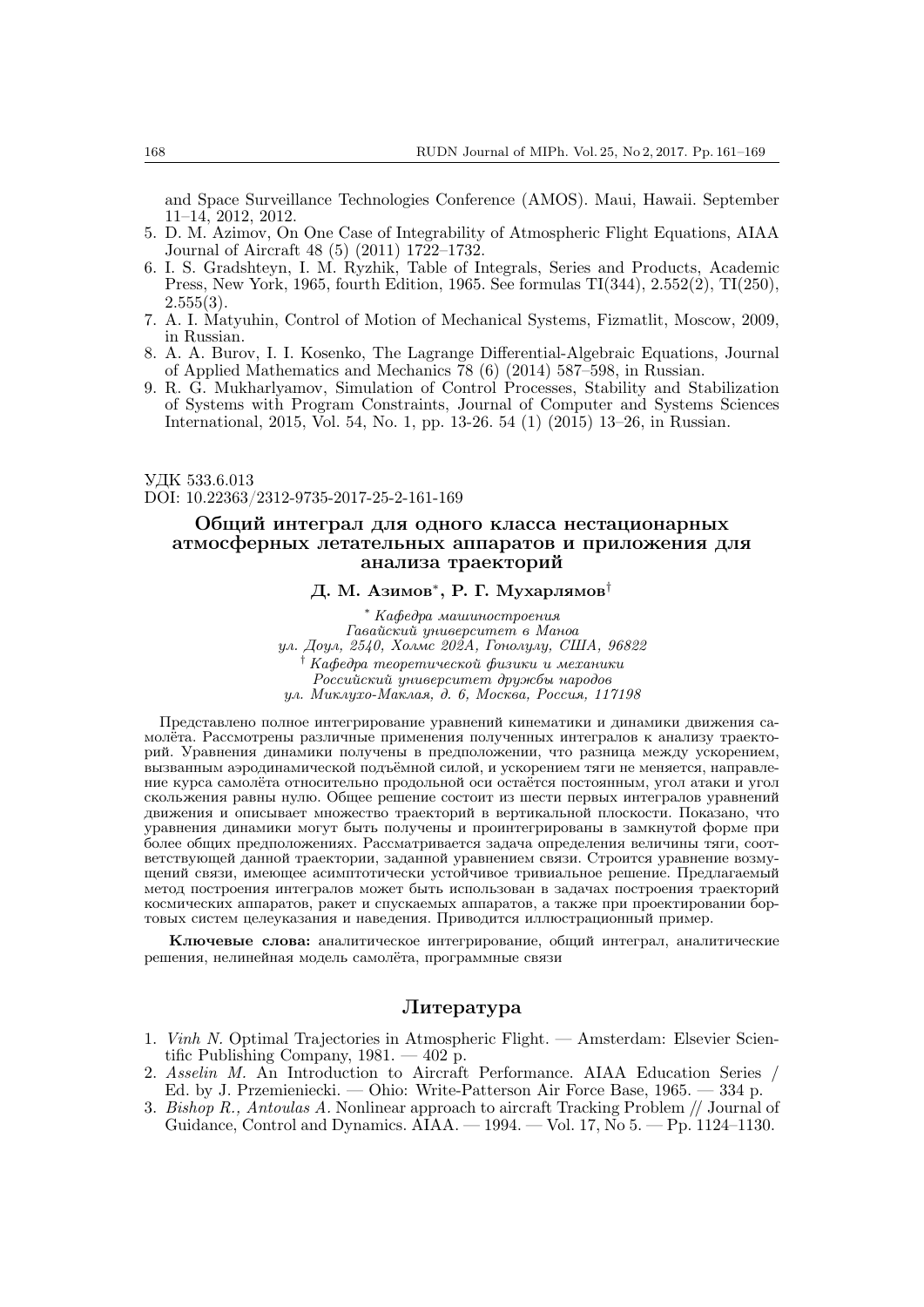and Space Surveillance Technologies Conference (AMOS). Maui, Hawaii. September 11–14, 2012, 2012.

5. D. M. Azimov, On One Case of Integrability of Atmospheric Flight Equations, AIAA Journal of Aircraft 48 (5) (2011) 1722–1732.
6. I. S. Gradshteyn, I. M. Ryzhik, Table of Integrals, Series and Products, Academic Press, New York, 1965, fourth Edition, 1965. See formulas TI(344), 2.552(2), TI(250), 2.555(3).
7. A. I. Matyuhin, Control of Motion of Mechanical Systems, Fizmatlit, Moscow, 2009, in Russian.
8. A. A. Burov, I. I. Kosenko, The Lagrange Differential-Algebraic Equations, Journal of Applied Mathematics and Mechanics 78 (6) (2014) 587–598, in Russian.
9. R. G. Mukharlyamov, Simulation of Control Processes, Stability and Stabilization of Systems with Program Constraints, Journal of Computer and Systems Sciences International, 2015, Vol. 54, No. 1, pp. 13-26. 54 (1) (2015) 13–26, in Russian.

УДК 533.6.013
DOI: 10.22363/2312-9735-2017-25-2-161-169

## Общий интеграл для одного класса нестационарных атмосферных летательных аппаратов и приложения для анализа траекторий

**Д. М. Азимов**[*], **Р. Г. Мухарлямов**[†]

[*] *Кафедра машиностроения*
*Гавайский университет в Маноа*
*ул. Доул, 2540, Холмс 202А, Гонолулу, США, 96822*
[†] *Кафедра теоретической физики и механики*
*Российский университет дружбы народов*
*ул. Миклухо-Маклая, д. 6, Москва, Россия, 117198*

Представлено полное интегрирование уравнений кинематики и динамики движения самолёта. Рассмотрены различные применения полученных интегралов к анализу траекторий. Уравнения динамики получены в предположении, что разница между ускорением, вызванным аэродинамической подъёмной силой, и ускорением тяги не меняется, направление курса самолёта относительно продольной оси остаётся постоянным, угол атаки и угол скольжения равны нулю. Общее решение состоит из шести первых интегралов уравнений движения и описывает множество траекторий в вертикальной плоскости. Показано, что уравнения динамики могут быть получены и проинтегрированы в замкнутой форме при более общих предположениях. Рассматривается задача определения величины тяги, соответствующей данной траектории, заданной уравнением связи. Строится уравнение возмущений связи, имеющее асимптотически устойчивое тривиальное решение. Предлагаемый метод построения интегралов может быть использован в задачах построения траекторий космических аппаратов, ракет и спускаемых аппаратов, а также при проектировании бортовых систем целеуказания и наведения. Приводится иллюстрационный пример.

**Ключевые слова:** аналитическое интегрирование, общий интеграл, аналитические решения, нелинейная модель самолёта, программные связи

## Литература

1. *Vinh N.* Optimal Trajectories in Atmospheric Flight. — Amsterdam: Elsevier Scientific Publishing Company, 1981. — 402 p.
2. *Asselin M.* An Introduction to Aircraft Performance. AIAA Education Series / Ed. by J. Przemieniecki. — Ohio: Write-Patterson Air Force Base, 1965. — 334 p.
3. *Bishop R., Antoulas A.* Nonlinear approach to aircraft Tracking Problem // Journal of Guidance, Control and Dynamics. AIAA. — 1994. — Vol. 17, No 5. — Pp. 1124–1130.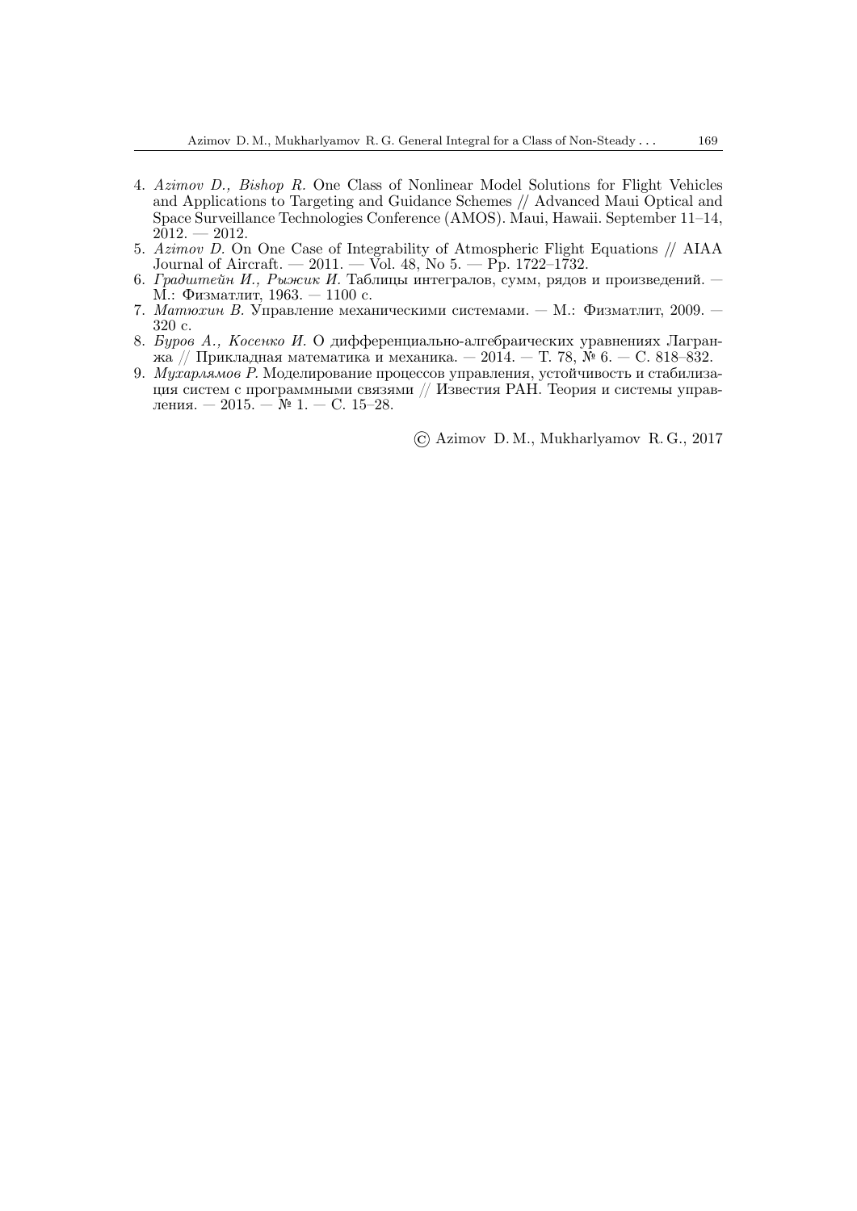4. *Azimov D., Bishop R.* One Class of Nonlinear Model Solutions for Flight Vehicles and Applications to Targeting and Guidance Schemes // Advanced Maui Optical and Space Surveillance Technologies Conference (AMOS). Maui, Hawaii. September 11–14, 2012. — 2012.
5. *Azimov D.* On One Case of Integrability of Atmospheric Flight Equations // AIAA Journal of Aircraft. — 2011. — Vol. 48, No 5. — Pp. 1722–1732.
6. *Градштейн И., Рыжик И.* Таблицы интегралов, сумм, рядов и произведений. — М.: Физматлит, 1963. — 1100 с.
7. *Матюхин В.* Управление механическими системами. — М.: Физматлит, 2009. — 320 с.
8. *Буров А., Косенко И.* О дифференциально-алгебраических уравнениях Лагранжа // Прикладная математика и механика. — 2014. — Т. 78, № 6. — С. 818–832.
9. *Мухарлямов Р.* Моделирование процессов управления, устойчивость и стабилизация систем с программными связями // Известия РАН. Теория и системы управления. — 2015. — № 1. — С. 15–28.

© Azimov D. M., Mukharlyamov R. G., 2017